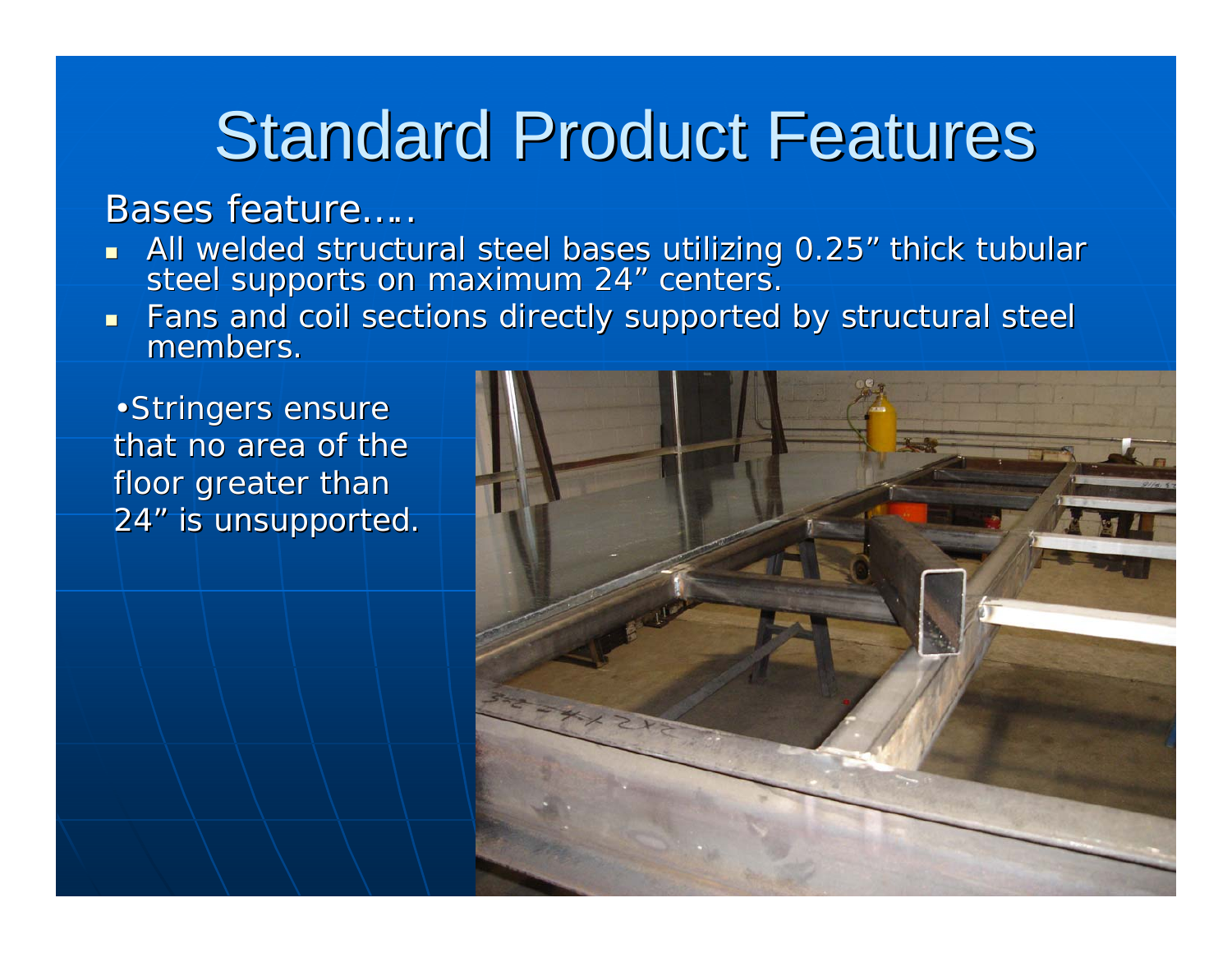# Standard Product Features

Bases feature…..

- All welded structural steel bases utilizing 0.25" thick tubular steel supports on maximum 24" centers.
- Fans and coil sections directly supported by structural steel members.

•Stringers ensure that no area of the floor greater than 24" is unsupported.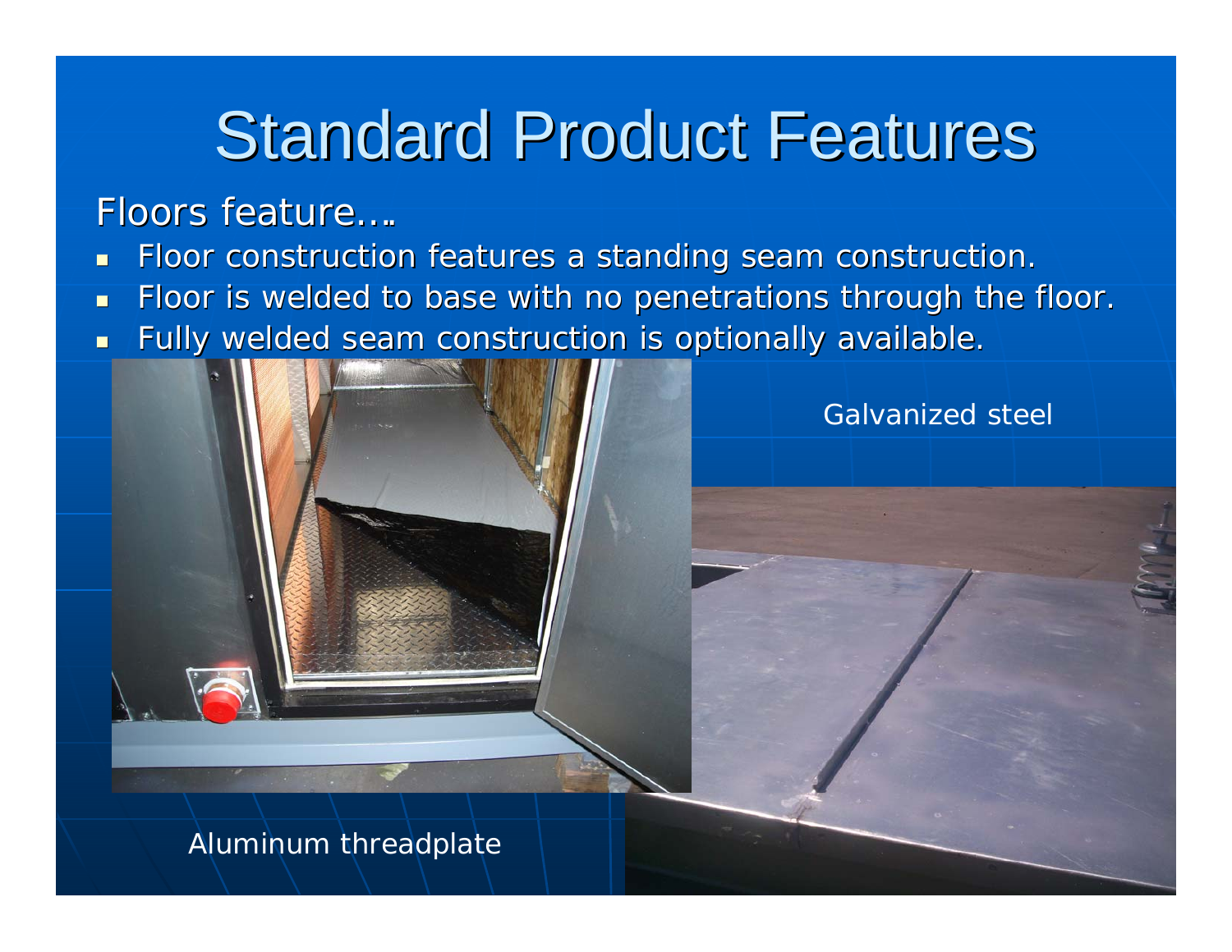# Standard Product Features

Floors feature….

- Floor construction features a standing seam construction.
- Floor is welded to base with no penetrations through the floor.
- Fully welded seam construction is optionally available.

Galvanized steel

Aluminum threadplate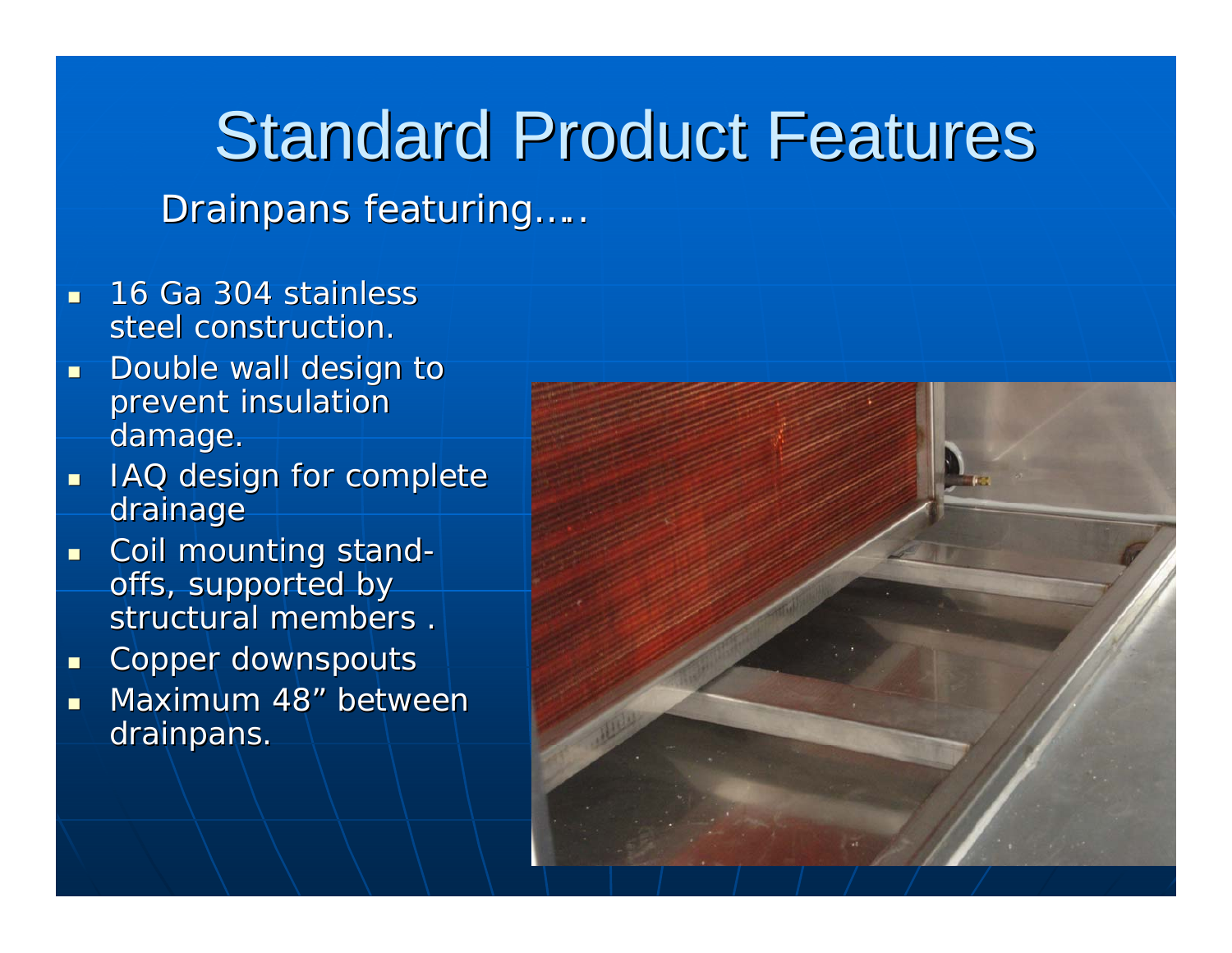# Standard Product Features

Drainpans featuring…..

- 16 Ga 304 stainless steel construction.
- Double wall design to prevent insulation damage.
- IAQ design for complete drainage
- Coil mounting stand-offs, supported by structural members .
- Copper downspouts
- Maximum 48” between drainpans.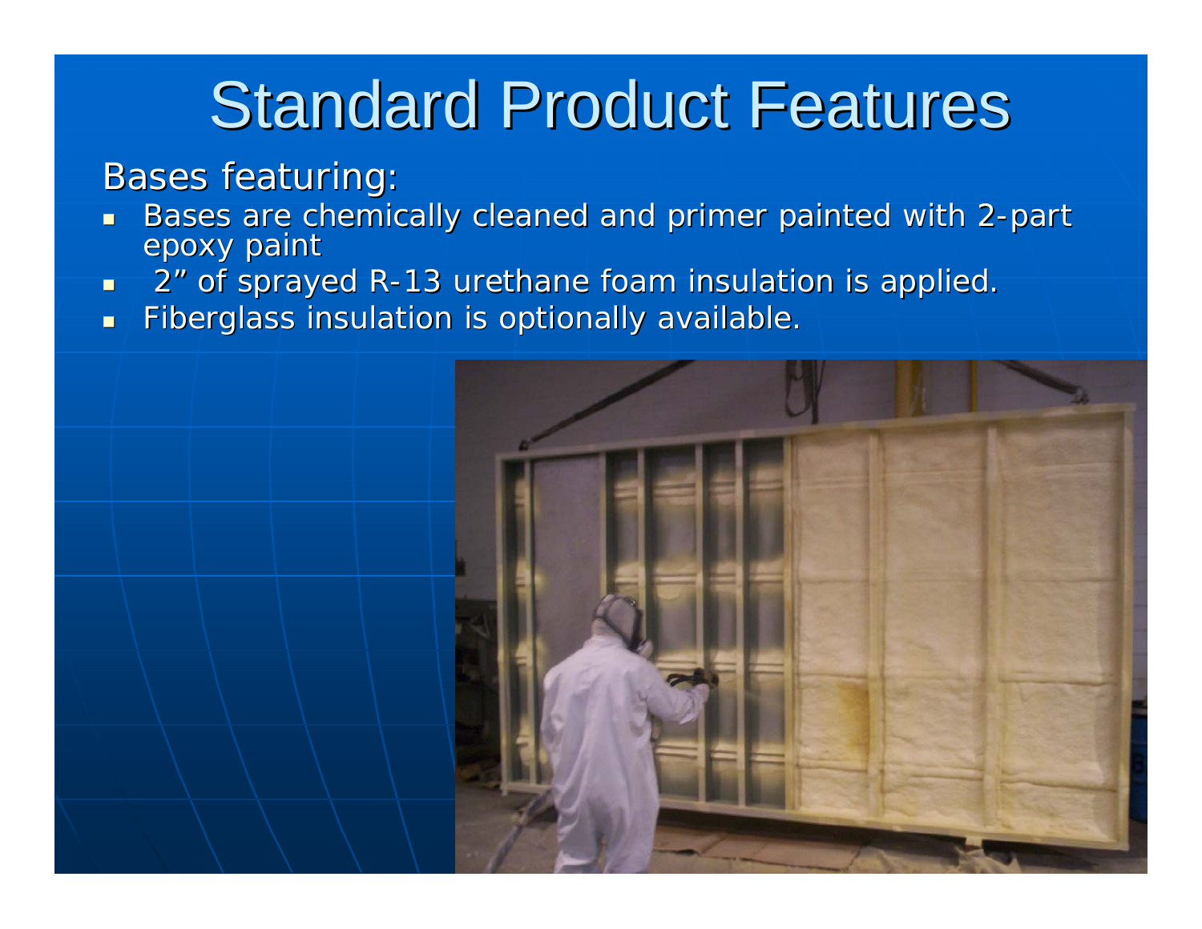# Standard Product Features

Bases featuring:

- Bases are chemically cleaned and primer painted with 2-part epoxy paint
- 2” of sprayed R-13 urethane foam insulation is applied.
- Fiberglass insulation is optionally available.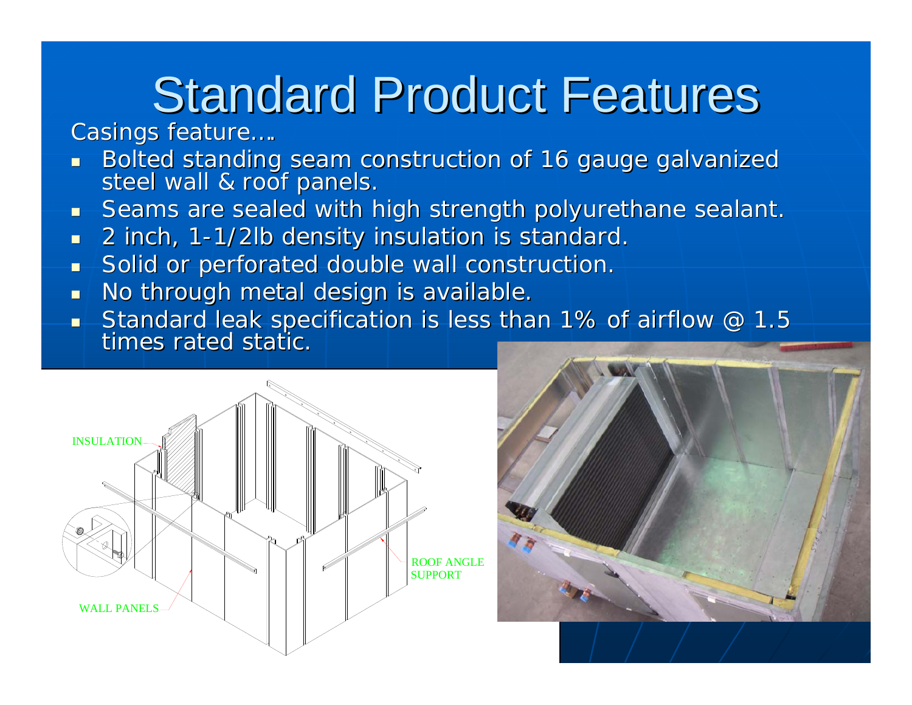# Standard Product Features

Casings feature….

- Bolted standing seam construction of 16 gauge galvanized steel wall & roof panels.
- Seams are sealed with high strength polyurethane sealant.
- 2 inch, 1-1/2lb density insulation is standard.
- Solid or perforated double wall construction.
- No through metal design is available.
- Standard leak specification is less than 1% of airflow @ 1.5 times rated static.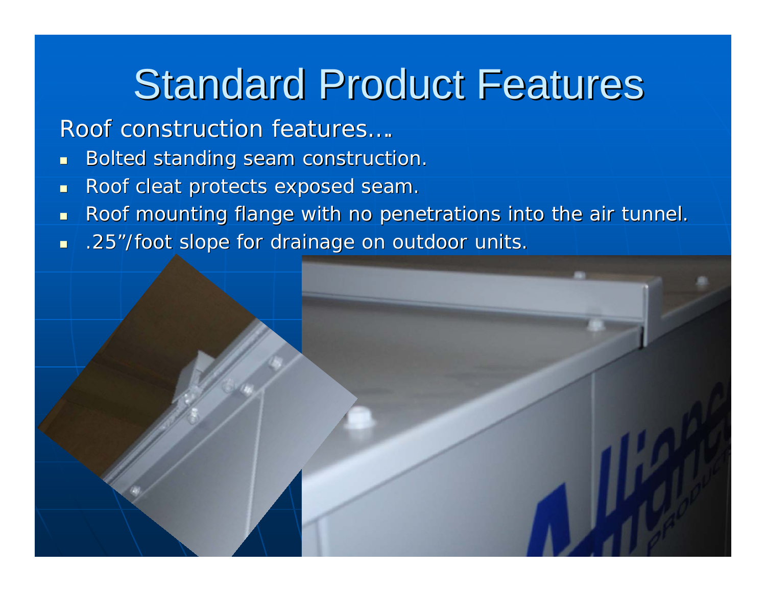# Standard Product Features

Roof construction features….

- Bolted standing seam construction.
- Roof cleat protects exposed seam.
- Roof mounting flange with no penetrations into the air tunnel.
- .25”/foot slope for drainage on outdoor units.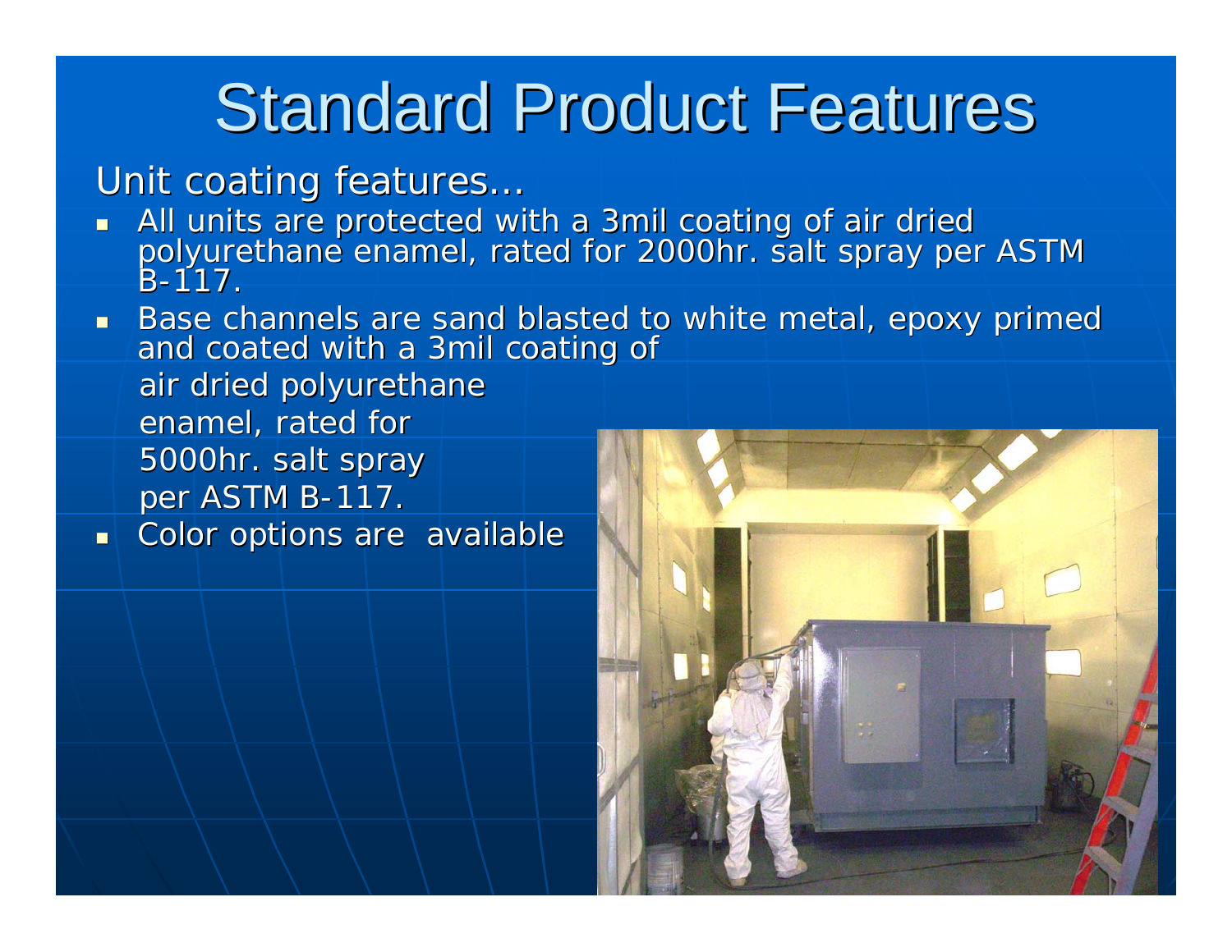# Standard Product Features

Unit coating features…

- All units are protected with a 3mil coating of air dried polyurethane enamel, rated for 2000hr. salt spray per ASTM B-117.
- Base channels are sand blasted to white metal, epoxy primed and coated with a 3mil coating of air dried polyurethane enamel, rated for 5000hr. salt spray per ASTM B-117.
- Color options are available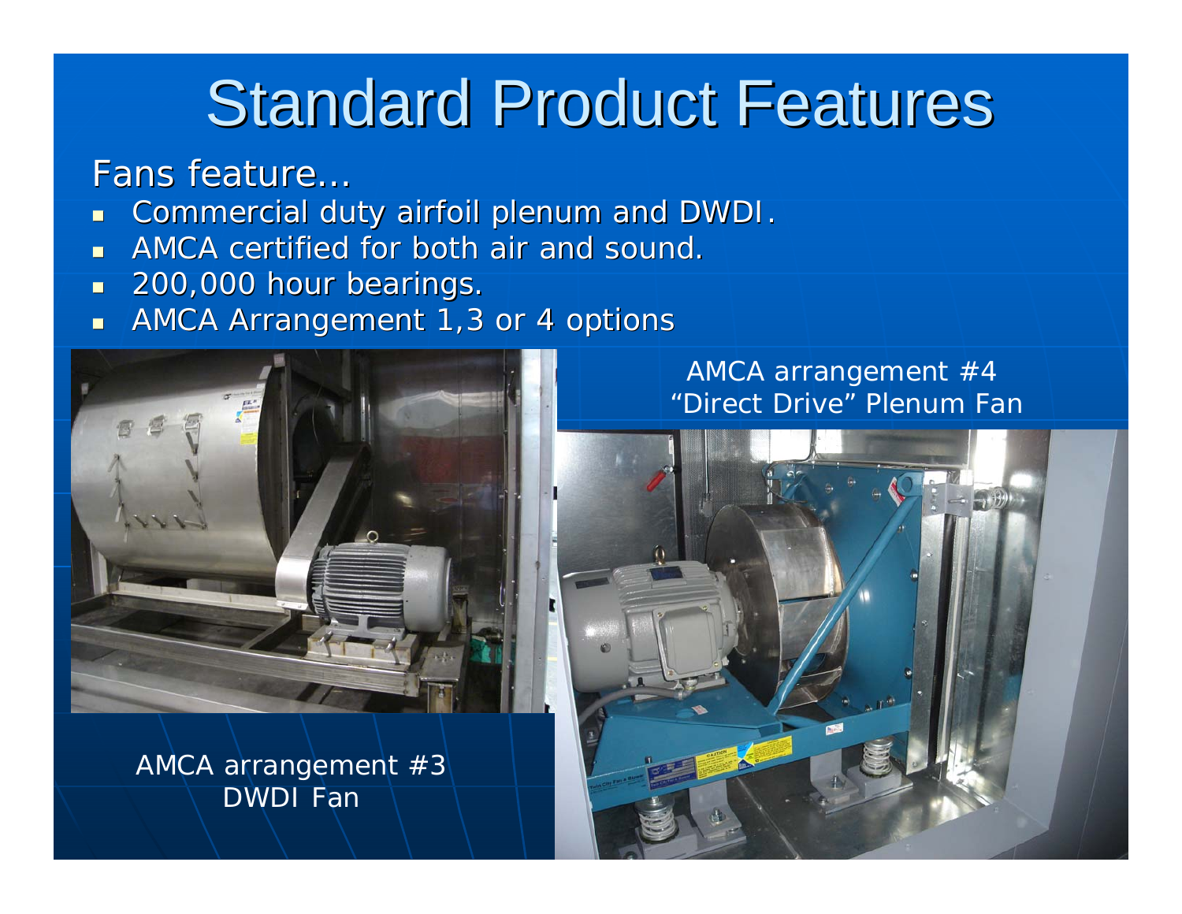# Standard Product Features

Fans feature…

- Commercial duty airfoil plenum and DWDI.
- AMCA certified for both air and sound.
- 200,000 hour bearings.
- AMCA Arrangement 1,3 or 4 options

AMCA arrangement #3
DWDI Fan

AMCA arrangement #4
"Direct Drive" Plenum Fan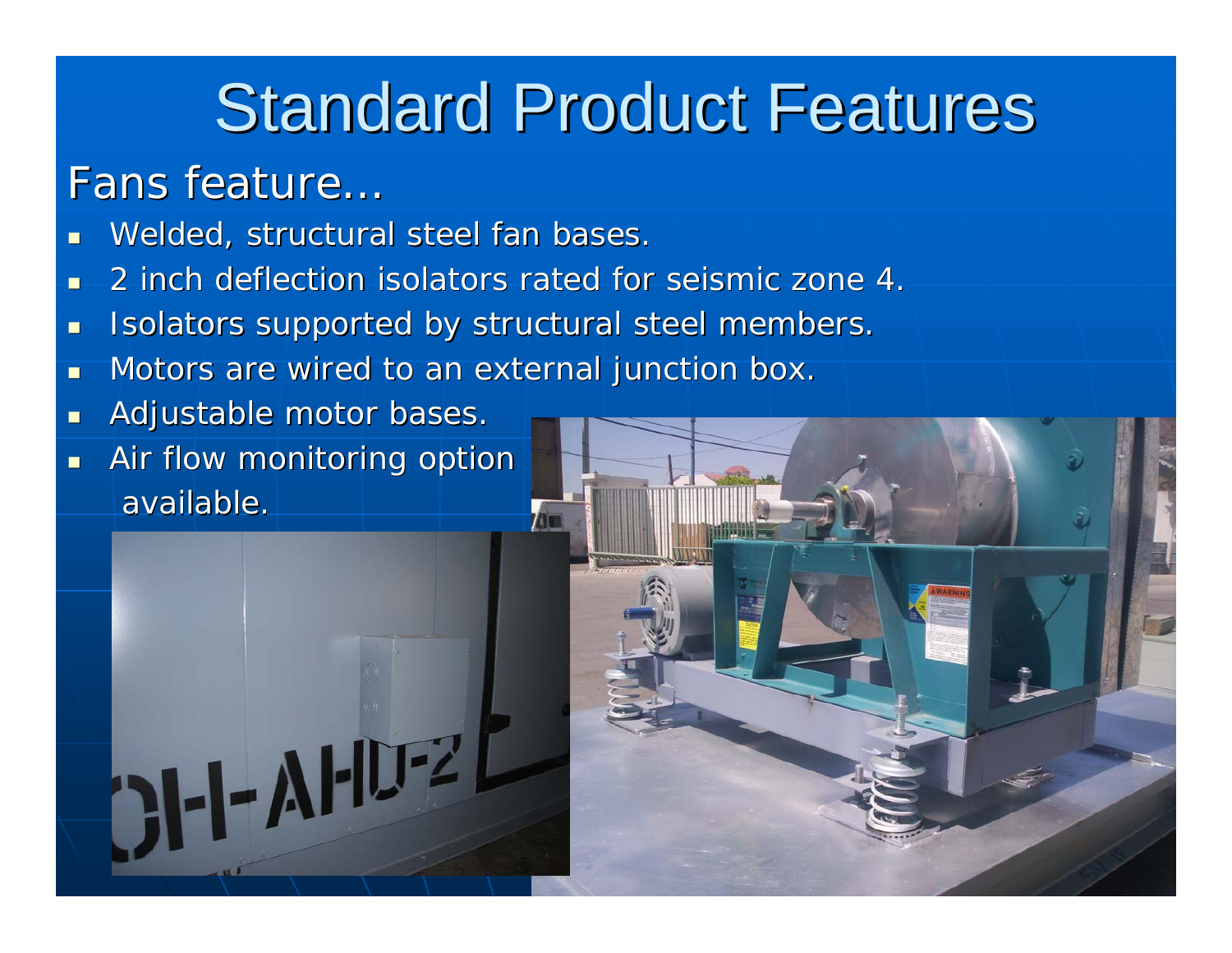# Standard Product Features

Fans feature…

- Welded, structural steel fan bases.
- 2 inch deflection isolators rated for seismic zone 4.
- Isolators supported by structural steel members.
- Motors are wired to an external junction box.
- Adjustable motor bases.
- Air flow monitoring option available.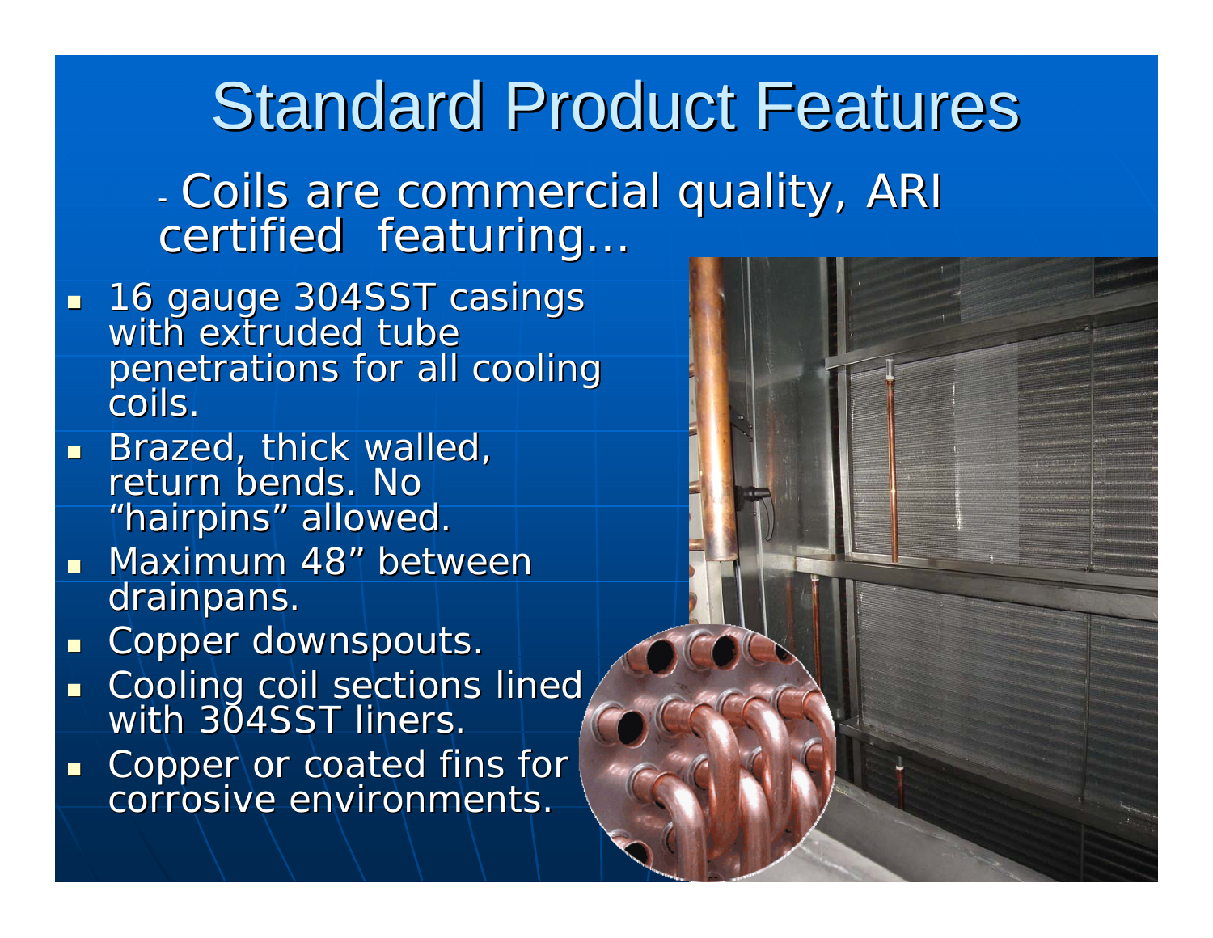# Standard Product Features

- Coils are commercial quality, ARI certified featuring…

- 16 gauge 304SST casings with extruded tube penetrations for all cooling coils.
- Brazed, thick walled, return bends. No "hairpins" allowed.
- Maximum 48" between drainpans.
- Copper downspouts.
- Cooling coil sections lined with 304SST liners.
- Copper or coated fins for corrosive environments.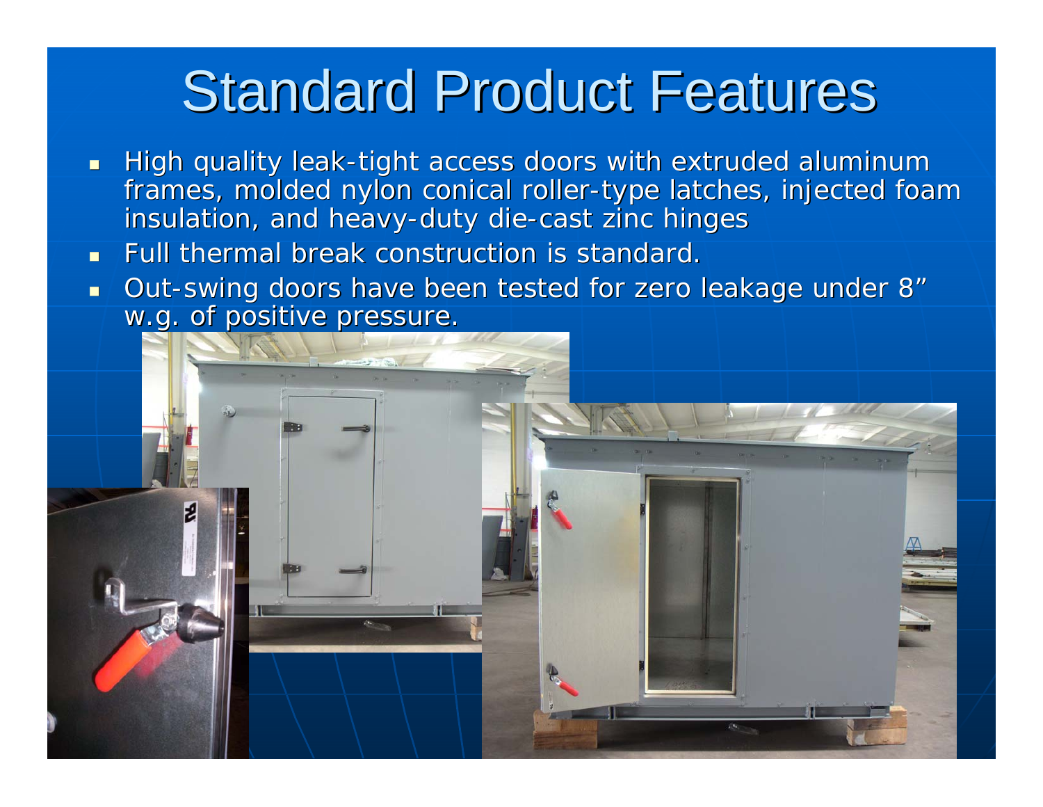# Standard Product Features

- High quality leak-tight access doors with extruded aluminum frames, molded nylon conical roller-type latches, injected foam insulation, and heavy-duty die-cast zinc hinges
- Full thermal break construction is standard.
- Out-swing doors have been tested for zero leakage under 8" w.g. of positive pressure.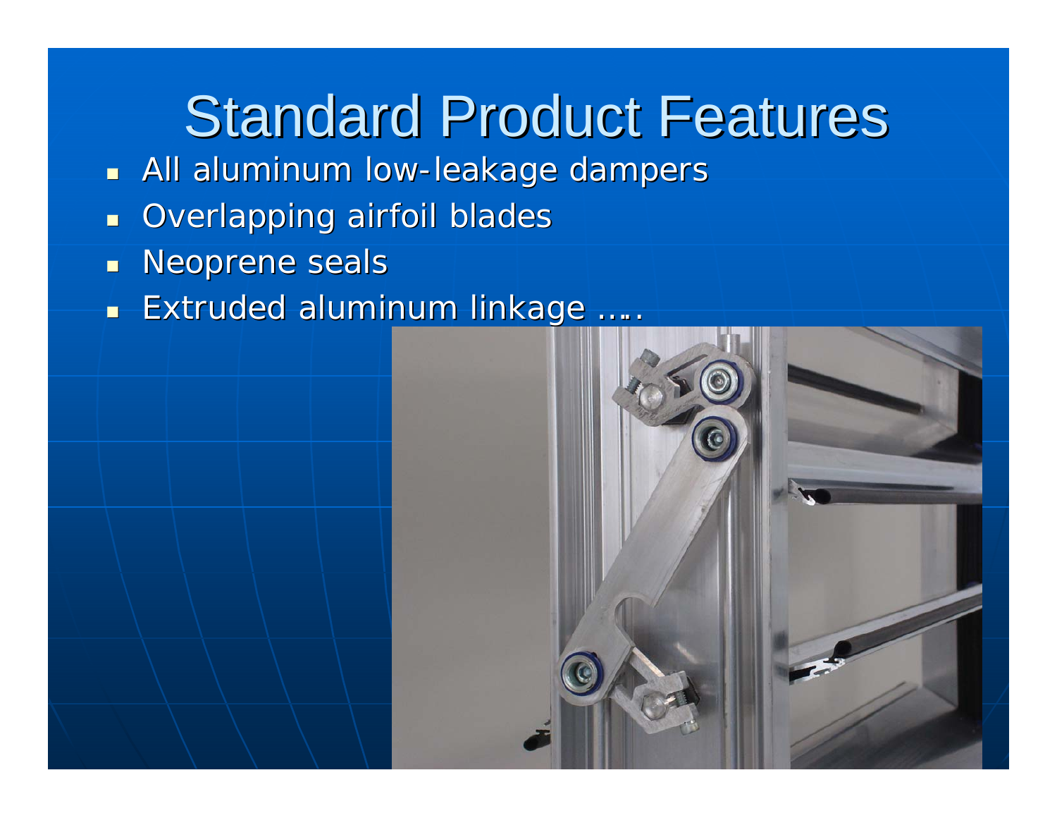# Standard Product Features

- All aluminum low-leakage dampers
- Overlapping airfoil blades
- Neoprene seals
- Extruded aluminum linkage …..